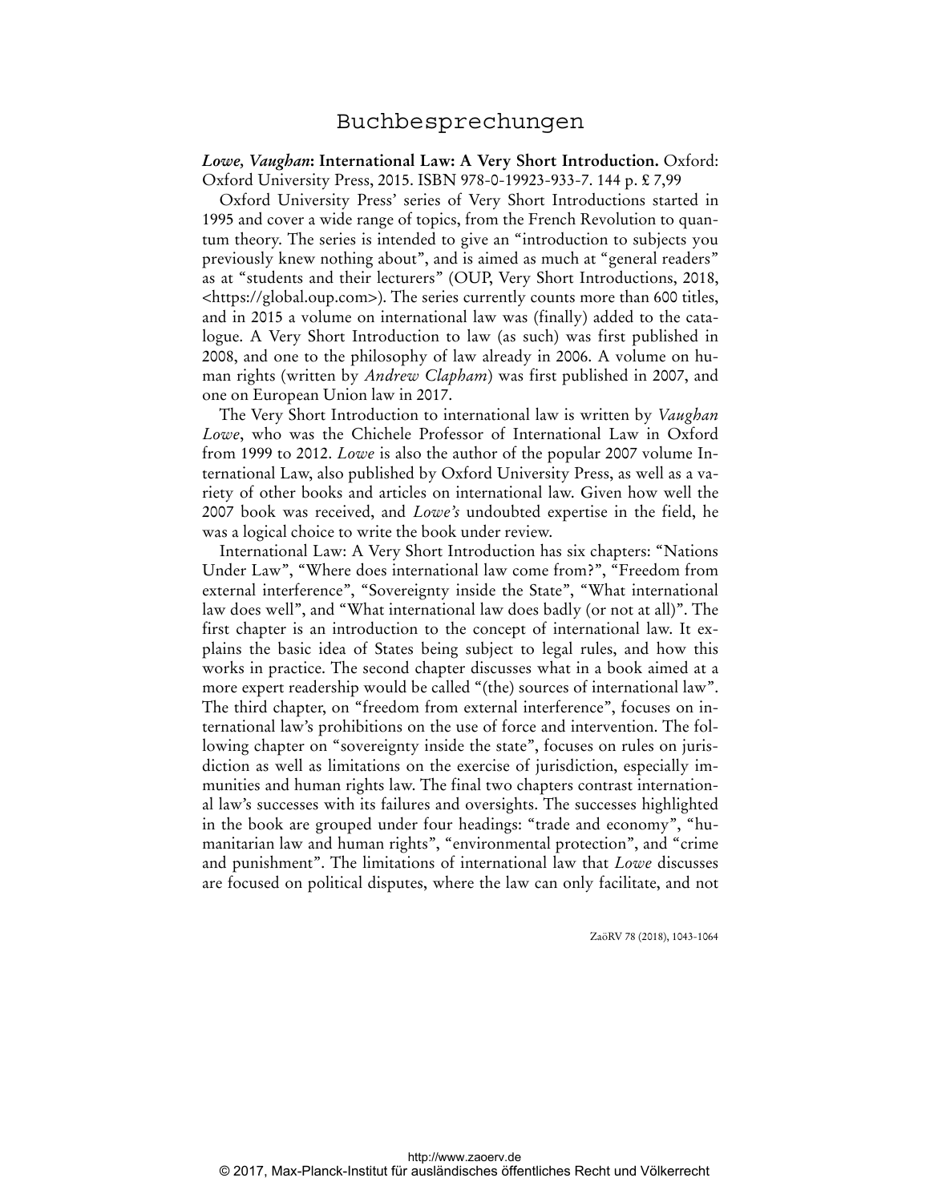# Buchbesprechungen

***Lowe, Vaughan*: International Law: A Very Short Introduction.** Oxford: Oxford University Press, 2015. ISBN 978-0-19923-933-7. 144 p. £ 7,99

Oxford University Press' series of Very Short Introductions started in 1995 and cover a wide range of topics, from the French Revolution to quantum theory. The series is intended to give an "introduction to subjects you previously knew nothing about", and is aimed as much at "general readers" as at "students and their lecturers" (OUP, Very Short Introductions, 2018, <https://global.oup.com>). The series currently counts more than 600 titles, and in 2015 a volume on international law was (finally) added to the catalogue. A Very Short Introduction to law (as such) was first published in 2008, and one to the philosophy of law already in 2006. A volume on human rights (written by *Andrew Clapham*) was first published in 2007, and one on European Union law in 2017.

The Very Short Introduction to international law is written by *Vaughan Lowe*, who was the Chichele Professor of International Law in Oxford from 1999 to 2012. *Lowe* is also the author of the popular 2007 volume International Law, also published by Oxford University Press, as well as a variety of other books and articles on international law. Given how well the 2007 book was received, and *Lowe's* undoubted expertise in the field, he was a logical choice to write the book under review.

International Law: A Very Short Introduction has six chapters: "Nations Under Law", "Where does international law come from?", "Freedom from external interference", "Sovereignty inside the State", "What international law does well", and "What international law does badly (or not at all)". The first chapter is an introduction to the concept of international law. It explains the basic idea of States being subject to legal rules, and how this works in practice. The second chapter discusses what in a book aimed at a more expert readership would be called "(the) sources of international law". The third chapter, on "freedom from external interference", focuses on international law's prohibitions on the use of force and intervention. The following chapter on "sovereignty inside the state", focuses on rules on jurisdiction as well as limitations on the exercise of jurisdiction, especially immunities and human rights law. The final two chapters contrast international law's successes with its failures and oversights. The successes highlighted in the book are grouped under four headings: "trade and economy", "humanitarian law and human rights", "environmental protection", and "crime and punishment". The limitations of international law that *Lowe* discusses are focused on political disputes, where the law can only facilitate, and not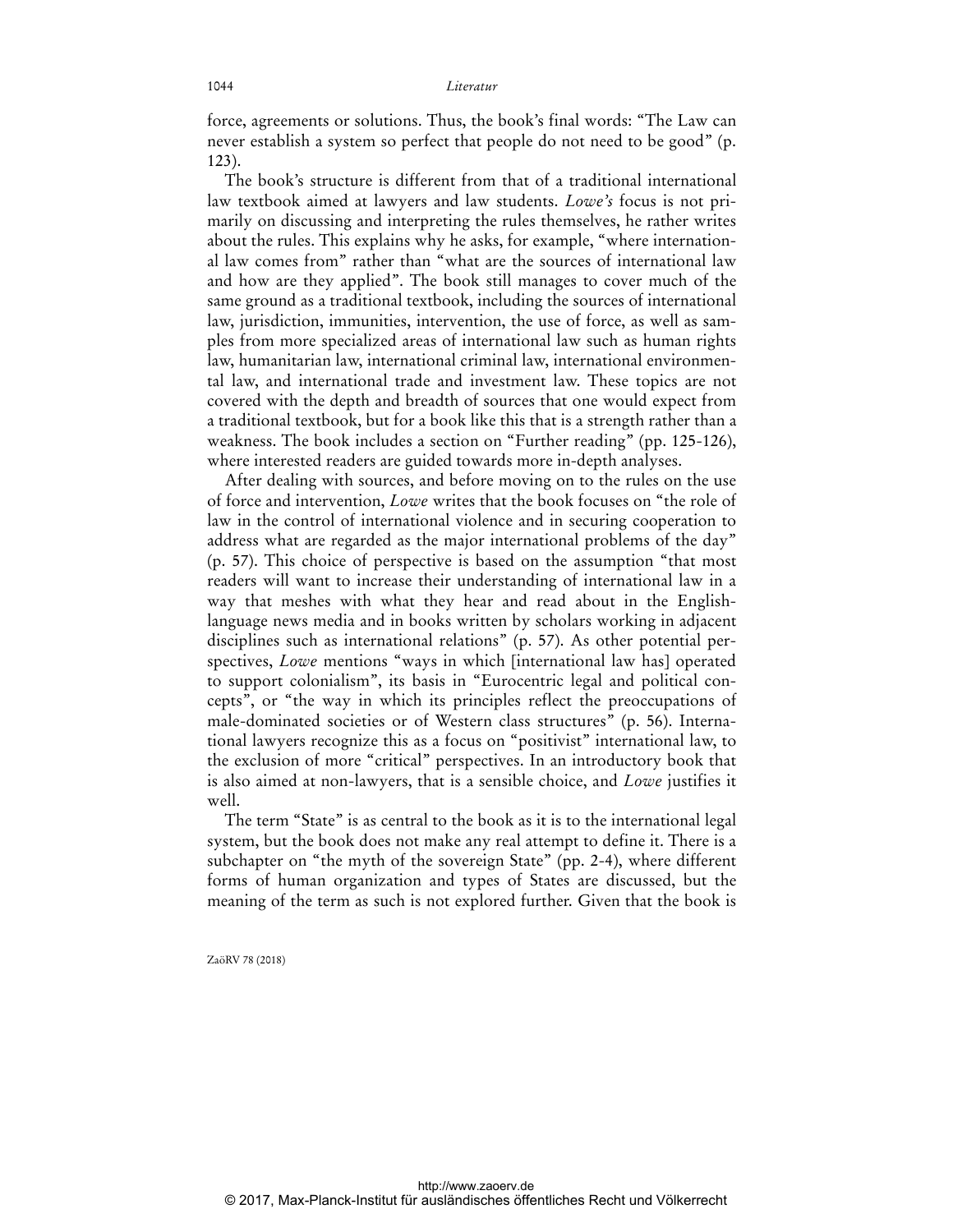force, agreements or solutions. Thus, the book's final words: "The Law can never establish a system so perfect that people do not need to be good" (p. 123).

The book's structure is different from that of a traditional international law textbook aimed at lawyers and law students. *Lowe's* focus is not primarily on discussing and interpreting the rules themselves, he rather writes about the rules. This explains why he asks, for example, "where international law comes from" rather than "what are the sources of international law and how are they applied". The book still manages to cover much of the same ground as a traditional textbook, including the sources of international law, jurisdiction, immunities, intervention, the use of force, as well as samples from more specialized areas of international law such as human rights law, humanitarian law, international criminal law, international environmental law, and international trade and investment law. These topics are not covered with the depth and breadth of sources that one would expect from a traditional textbook, but for a book like this that is a strength rather than a weakness. The book includes a section on "Further reading" (pp. 125-126), where interested readers are guided towards more in-depth analyses.

After dealing with sources, and before moving on to the rules on the use of force and intervention, *Lowe* writes that the book focuses on "the role of law in the control of international violence and in securing cooperation to address what are regarded as the major international problems of the day" (p. 57). This choice of perspective is based on the assumption "that most readers will want to increase their understanding of international law in a way that meshes with what they hear and read about in the English-language news media and in books written by scholars working in adjacent disciplines such as international relations" (p. 57). As other potential perspectives, *Lowe* mentions "ways in which [international law has] operated to support colonialism", its basis in "Eurocentric legal and political concepts", or "the way in which its principles reflect the preoccupations of male-dominated societies or of Western class structures" (p. 56). International lawyers recognize this as a focus on "positivist" international law, to the exclusion of more "critical" perspectives. In an introductory book that is also aimed at non-lawyers, that is a sensible choice, and *Lowe* justifies it well.

The term "State" is as central to the book as it is to the international legal system, but the book does not make any real attempt to define it. There is a subchapter on "the myth of the sovereign State" (pp. 2-4), where different forms of human organization and types of States are discussed, but the meaning of the term as such is not explored further. Given that the book is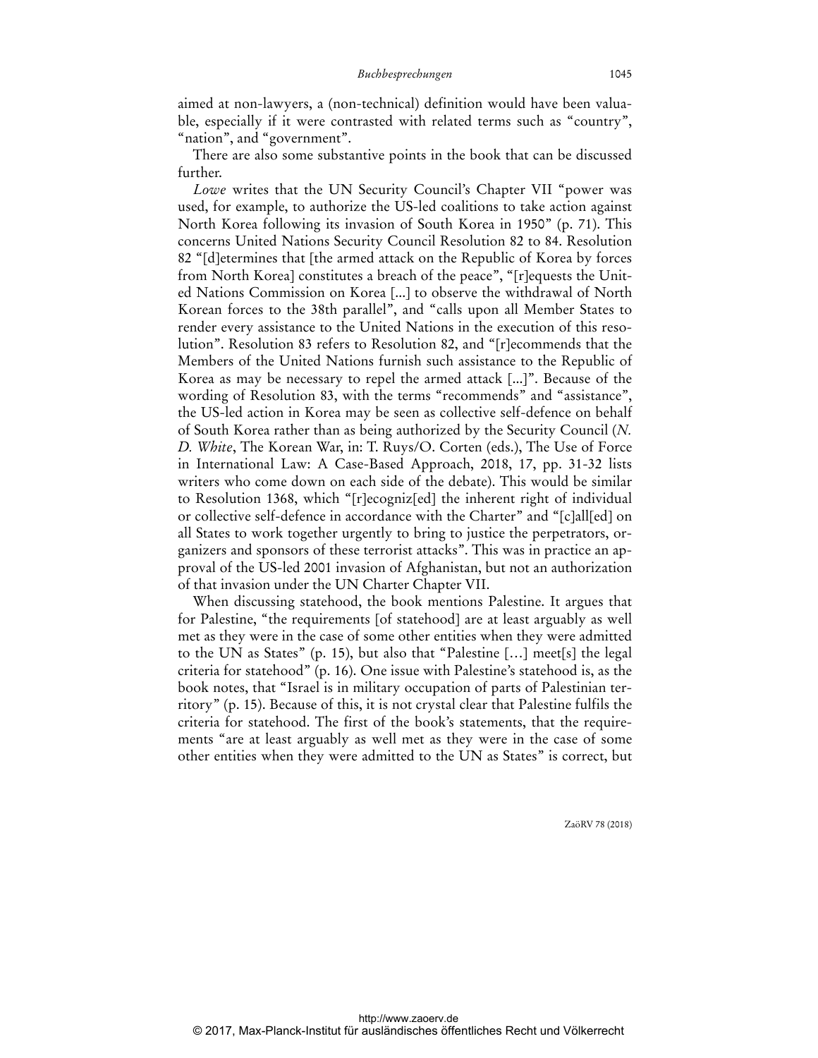aimed at non-lawyers, a (non-technical) definition would have been valuable, especially if it were contrasted with related terms such as "country", "nation", and "government".

There are also some substantive points in the book that can be discussed further.

*Lowe* writes that the UN Security Council's Chapter VII "power was used, for example, to authorize the US-led coalitions to take action against North Korea following its invasion of South Korea in 1950" (p. 71). This concerns United Nations Security Council Resolution 82 to 84. Resolution 82 "[d]etermines that [the armed attack on the Republic of Korea by forces from North Korea] constitutes a breach of the peace", "[r]equests the United Nations Commission on Korea [...] to observe the withdrawal of North Korean forces to the 38th parallel", and "calls upon all Member States to render every assistance to the United Nations in the execution of this resolution". Resolution 83 refers to Resolution 82, and "[r]ecommends that the Members of the United Nations furnish such assistance to the Republic of Korea as may be necessary to repel the armed attack [...]". Because of the wording of Resolution 83, with the terms "recommends" and "assistance", the US-led action in Korea may be seen as collective self-defence on behalf of South Korea rather than as being authorized by the Security Council (*N. D. White*, The Korean War, in: T. Ruys/O. Corten (eds.), The Use of Force in International Law: A Case-Based Approach, 2018, 17, pp. 31-32 lists writers who come down on each side of the debate). This would be similar to Resolution 1368, which "[r]ecogniz[ed] the inherent right of individual or collective self-defence in accordance with the Charter" and "[c]all[ed] on all States to work together urgently to bring to justice the perpetrators, organizers and sponsors of these terrorist attacks". This was in practice an approval of the US-led 2001 invasion of Afghanistan, but not an authorization of that invasion under the UN Charter Chapter VII.

When discussing statehood, the book mentions Palestine. It argues that for Palestine, "the requirements [of statehood] are at least arguably as well met as they were in the case of some other entities when they were admitted to the UN as States" (p. 15), but also that "Palestine […] meet[s] the legal criteria for statehood" (p. 16). One issue with Palestine's statehood is, as the book notes, that "Israel is in military occupation of parts of Palestinian territory" (p. 15). Because of this, it is not crystal clear that Palestine fulfils the criteria for statehood. The first of the book's statements, that the requirements "are at least arguably as well met as they were in the case of some other entities when they were admitted to the UN as States" is correct, but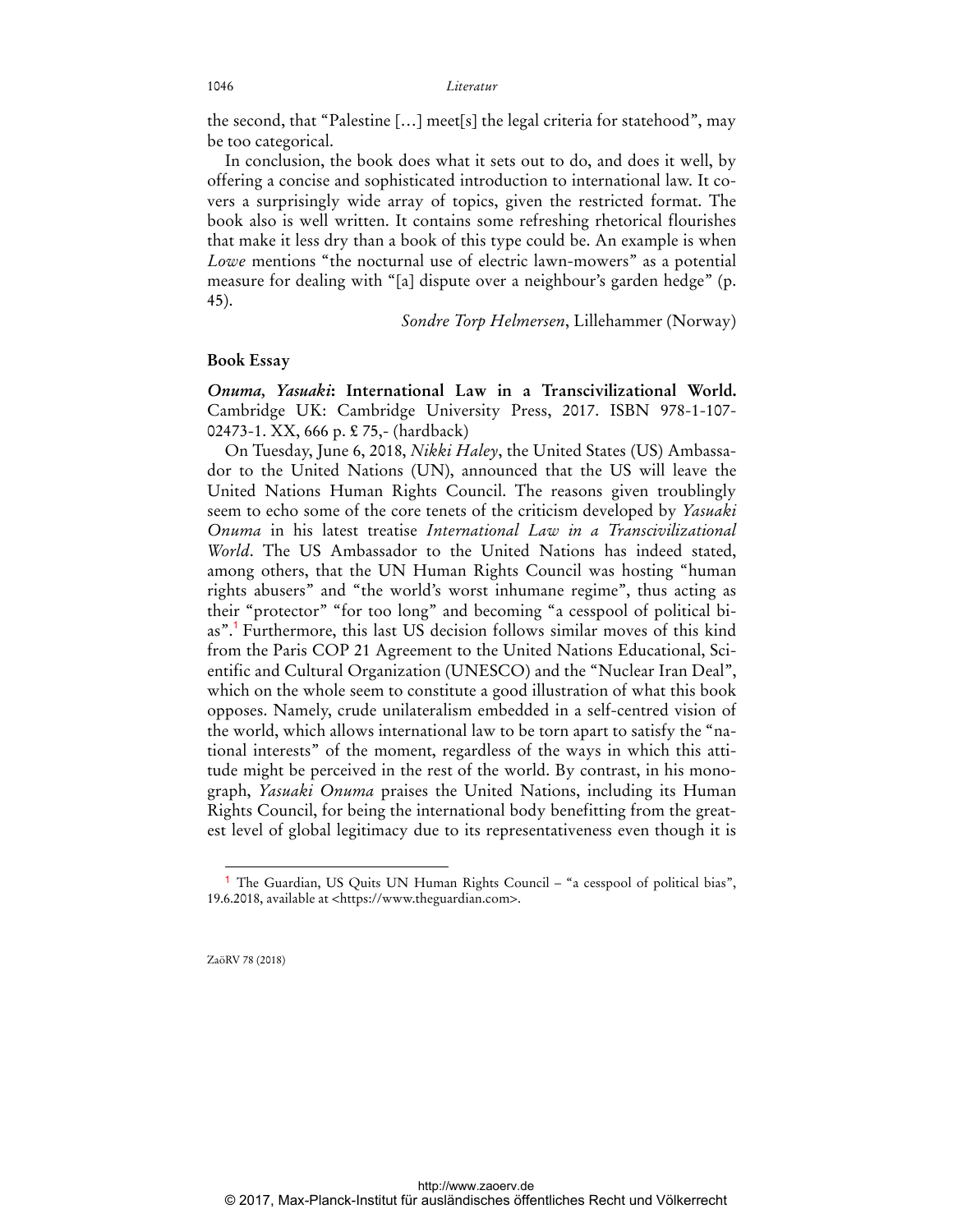the second, that "Palestine […] meet[s] the legal criteria for statehood", may be too categorical.

In conclusion, the book does what it sets out to do, and does it well, by offering a concise and sophisticated introduction to international law. It covers a surprisingly wide array of topics, given the restricted format. The book also is well written. It contains some refreshing rhetorical flourishes that make it less dry than a book of this type could be. An example is when *Lowe* mentions "the nocturnal use of electric lawn-mowers" as a potential measure for dealing with "[a] dispute over a neighbour's garden hedge" (p. 45).

*Sondre Torp Helmersen*, Lillehammer (Norway)

## Book Essay

***Onuma, Yasuaki*: International Law in a Transcivilizational World.** Cambridge UK: Cambridge University Press, 2017. ISBN 978-1-107-02473-1. XX, 666 p. £ 75,- (hardback)

On Tuesday, June 6, 2018, *Nikki Haley*, the United States (US) Ambassador to the United Nations (UN), announced that the US will leave the United Nations Human Rights Council. The reasons given troublingly seem to echo some of the core tenets of the criticism developed by *Yasuaki Onuma* in his latest treatise *International Law in a Transcivilizational World*. The US Ambassador to the United Nations has indeed stated, among others, that the UN Human Rights Council was hosting "human rights abusers" and "the world's worst inhumane regime", thus acting as their "protector" "for too long" and becoming "a cesspool of political bias".[1] Furthermore, this last US decision follows similar moves of this kind from the Paris COP 21 Agreement to the United Nations Educational, Scientific and Cultural Organization (UNESCO) and the "Nuclear Iran Deal", which on the whole seem to constitute a good illustration of what this book opposes. Namely, crude unilateralism embedded in a self-centred vision of the world, which allows international law to be torn apart to satisfy the "national interests" of the moment, regardless of the ways in which this attitude might be perceived in the rest of the world. By contrast, in his monograph, *Yasuaki Onuma* praises the United Nations, including its Human Rights Council, for being the international body benefitting from the greatest level of global legitimacy due to its representativeness even though it is

---

[1] The Guardian, US Quits UN Human Rights Council – "a cesspool of political bias", 19.6.2018, available at <https://www.theguardian.com>.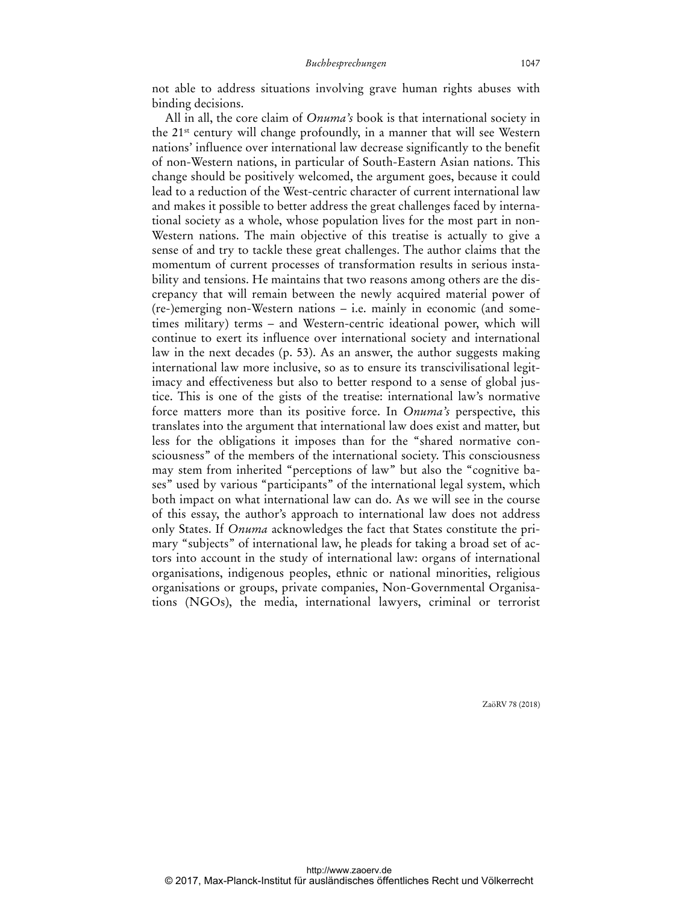not able to address situations involving grave human rights abuses with binding decisions.

All in all, the core claim of *Onuma's* book is that international society in the 21st century will change profoundly, in a manner that will see Western nations' influence over international law decrease significantly to the benefit of non-Western nations, in particular of South-Eastern Asian nations. This change should be positively welcomed, the argument goes, because it could lead to a reduction of the West-centric character of current international law and makes it possible to better address the great challenges faced by international society as a whole, whose population lives for the most part in non-Western nations. The main objective of this treatise is actually to give a sense of and try to tackle these great challenges. The author claims that the momentum of current processes of transformation results in serious instability and tensions. He maintains that two reasons among others are the discrepancy that will remain between the newly acquired material power of (re-)emerging non-Western nations – i.e. mainly in economic (and sometimes military) terms – and Western-centric ideational power, which will continue to exert its influence over international society and international law in the next decades (p. 53). As an answer, the author suggests making international law more inclusive, so as to ensure its transcivilisational legitimacy and effectiveness but also to better respond to a sense of global justice. This is one of the gists of the treatise: international law's normative force matters more than its positive force. In *Onuma's* perspective, this translates into the argument that international law does exist and matter, but less for the obligations it imposes than for the "shared normative consciousness" of the members of the international society. This consciousness may stem from inherited "perceptions of law" but also the "cognitive bases" used by various "participants" of the international legal system, which both impact on what international law can do. As we will see in the course of this essay, the author's approach to international law does not address only States. If *Onuma* acknowledges the fact that States constitute the primary "subjects" of international law, he pleads for taking a broad set of actors into account in the study of international law: organs of international organisations, indigenous peoples, ethnic or national minorities, religious organisations or groups, private companies, Non-Governmental Organisations (NGOs), the media, international lawyers, criminal or terrorist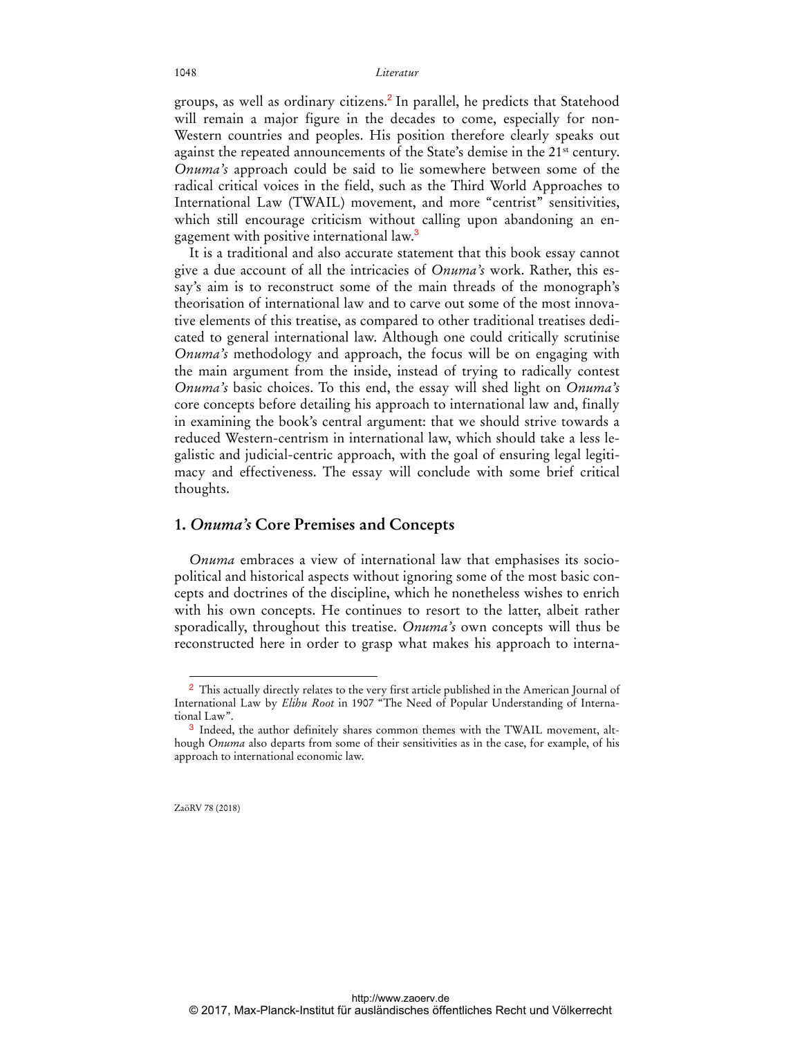groups, as well as ordinary citizens.[2] In parallel, he predicts that Statehood will remain a major figure in the decades to come, especially for non-Western countries and peoples. His position therefore clearly speaks out against the repeated announcements of the State's demise in the 21st century. *Onuma's* approach could be said to lie somewhere between some of the radical critical voices in the field, such as the Third World Approaches to International Law (TWAIL) movement, and more "centrist" sensitivities, which still encourage criticism without calling upon abandoning an engagement with positive international law.[3]

It is a traditional and also accurate statement that this book essay cannot give a due account of all the intricacies of *Onuma's* work. Rather, this essay's aim is to reconstruct some of the main threads of the monograph's theorisation of international law and to carve out some of the most innovative elements of this treatise, as compared to other traditional treatises dedicated to general international law. Although one could critically scrutinise *Onuma's* methodology and approach, the focus will be on engaging with the main argument from the inside, instead of trying to radically contest *Onuma's* basic choices. To this end, the essay will shed light on *Onuma's* core concepts before detailing his approach to international law and, finally in examining the book's central argument: that we should strive towards a reduced Western-centrism in international law, which should take a less legalistic and judicial-centric approach, with the goal of ensuring legal legitimacy and effectiveness. The essay will conclude with some brief critical thoughts.

## 1. *Onuma's* Core Premises and Concepts

*Onuma* embraces a view of international law that emphasises its sociopolitical and historical aspects without ignoring some of the most basic concepts and doctrines of the discipline, which he nonetheless wishes to enrich with his own concepts. He continues to resort to the latter, albeit rather sporadically, throughout this treatise. *Onuma's* own concepts will thus be reconstructed here in order to grasp what makes his approach to interna-

---

[2] This actually directly relates to the very first article published in the American Journal of International Law by *Elihu Root* in 1907 "The Need of Popular Understanding of International Law".

[3] Indeed, the author definitely shares common themes with the TWAIL movement, although *Onuma* also departs from some of their sensitivities as in the case, for example, of his approach to international economic law.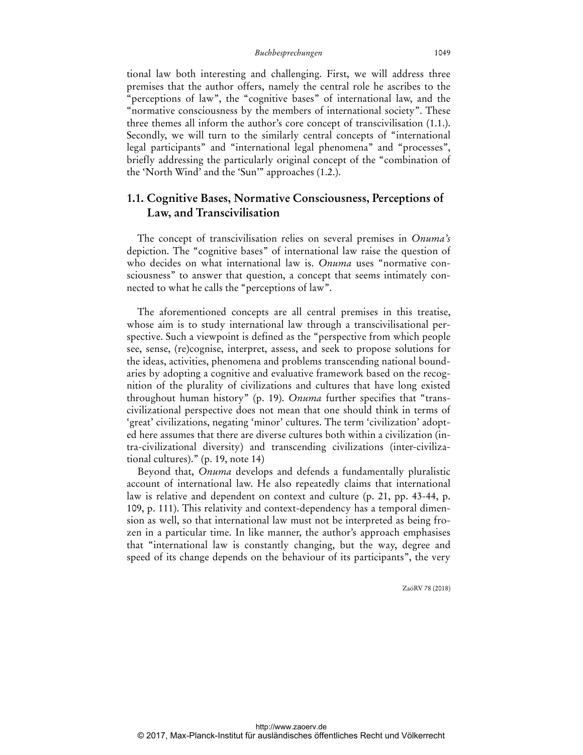tional law both interesting and challenging. First, we will address three premises that the author offers, namely the central role he ascribes to the "perceptions of law", the "cognitive bases" of international law, and the "normative consciousness by the members of international society". These three themes all inform the author's core concept of transcivilisation (1.1.). Secondly, we will turn to the similarly central concepts of "international legal participants" and "international legal phenomena" and "processes", briefly addressing the particularly original concept of the "combination of the 'North Wind' and the 'Sun'" approaches (1.2.).

## 1.1. Cognitive Bases, Normative Consciousness, Perceptions of Law, and Transcivilisation

The concept of transcivilisation relies on several premises in *Onuma's* depiction. The "cognitive bases" of international law raise the question of who decides on what international law is. *Onuma* uses "normative consciousness" to answer that question, a concept that seems intimately connected to what he calls the "perceptions of law".

The aforementioned concepts are all central premises in this treatise, whose aim is to study international law through a transcivilisational perspective. Such a viewpoint is defined as the "perspective from which people see, sense, (re)cognise, interpret, assess, and seek to propose solutions for the ideas, activities, phenomena and problems transcending national boundaries by adopting a cognitive and evaluative framework based on the recognition of the plurality of civilizations and cultures that have long existed throughout human history" (p. 19). *Onuma* further specifies that "transcivilizational perspective does not mean that one should think in terms of 'great' civilizations, negating 'minor' cultures. The term 'civilization' adopted here assumes that there are diverse cultures both within a civilization (intra-civilizational diversity) and transcending civilizations (inter-civilizational cultures)." (p. 19, note 14)

Beyond that, *Onuma* develops and defends a fundamentally pluralistic account of international law. He also repeatedly claims that international law is relative and dependent on context and culture (p. 21, pp. 43-44, p. 109, p. 111). This relativity and context-dependency has a temporal dimension as well, so that international law must not be interpreted as being frozen in a particular time. In like manner, the author's approach emphasises that "international law is constantly changing, but the way, degree and speed of its change depends on the behaviour of its participants", the very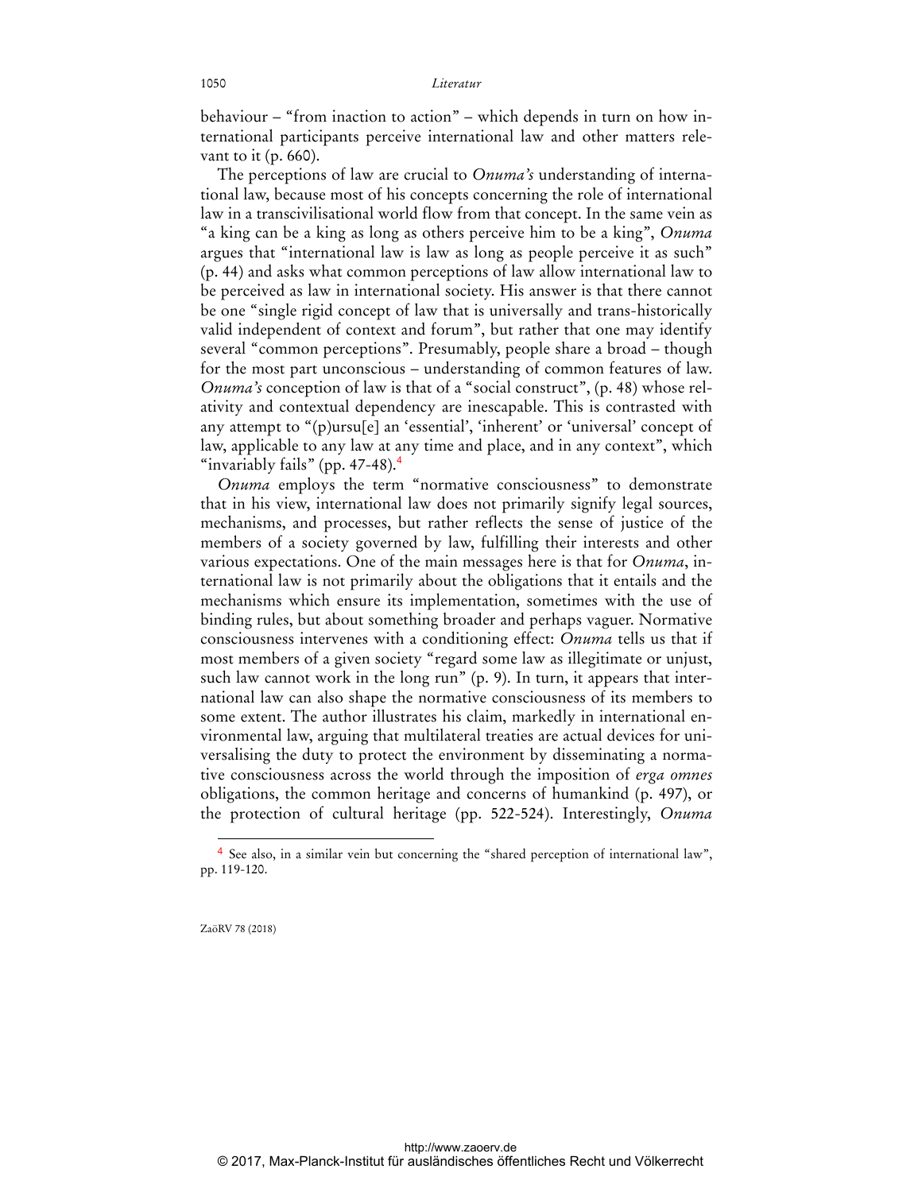behaviour – "from inaction to action" – which depends in turn on how international participants perceive international law and other matters relevant to it (p. 660).

The perceptions of law are crucial to *Onuma's* understanding of international law, because most of his concepts concerning the role of international law in a transcivilisational world flow from that concept. In the same vein as "a king can be a king as long as others perceive him to be a king", *Onuma* argues that "international law is law as long as people perceive it as such" (p. 44) and asks what common perceptions of law allow international law to be perceived as law in international society. His answer is that there cannot be one "single rigid concept of law that is universally and trans-historically valid independent of context and forum", but rather that one may identify several "common perceptions". Presumably, people share a broad – though for the most part unconscious – understanding of common features of law. *Onuma's* conception of law is that of a "social construct", (p. 48) whose relativity and contextual dependency are inescapable. This is contrasted with any attempt to "(p)ursu[e] an 'essential', 'inherent' or 'universal' concept of law, applicable to any law at any time and place, and in any context", which "invariably fails" (pp. 47-48).[4]

*Onuma* employs the term "normative consciousness" to demonstrate that in his view, international law does not primarily signify legal sources, mechanisms, and processes, but rather reflects the sense of justice of the members of a society governed by law, fulfilling their interests and other various expectations. One of the main messages here is that for *Onuma*, international law is not primarily about the obligations that it entails and the mechanisms which ensure its implementation, sometimes with the use of binding rules, but about something broader and perhaps vaguer. Normative consciousness intervenes with a conditioning effect: *Onuma* tells us that if most members of a given society "regard some law as illegitimate or unjust, such law cannot work in the long run" (p. 9). In turn, it appears that international law can also shape the normative consciousness of its members to some extent. The author illustrates his claim, markedly in international environmental law, arguing that multilateral treaties are actual devices for universalising the duty to protect the environment by disseminating a normative consciousness across the world through the imposition of *erga omnes* obligations, the common heritage and concerns of humankind (p. 497), or the protection of cultural heritage (pp. 522-524). Interestingly, *Onuma*

---

[4] See also, in a similar vein but concerning the "shared perception of international law", pp. 119-120.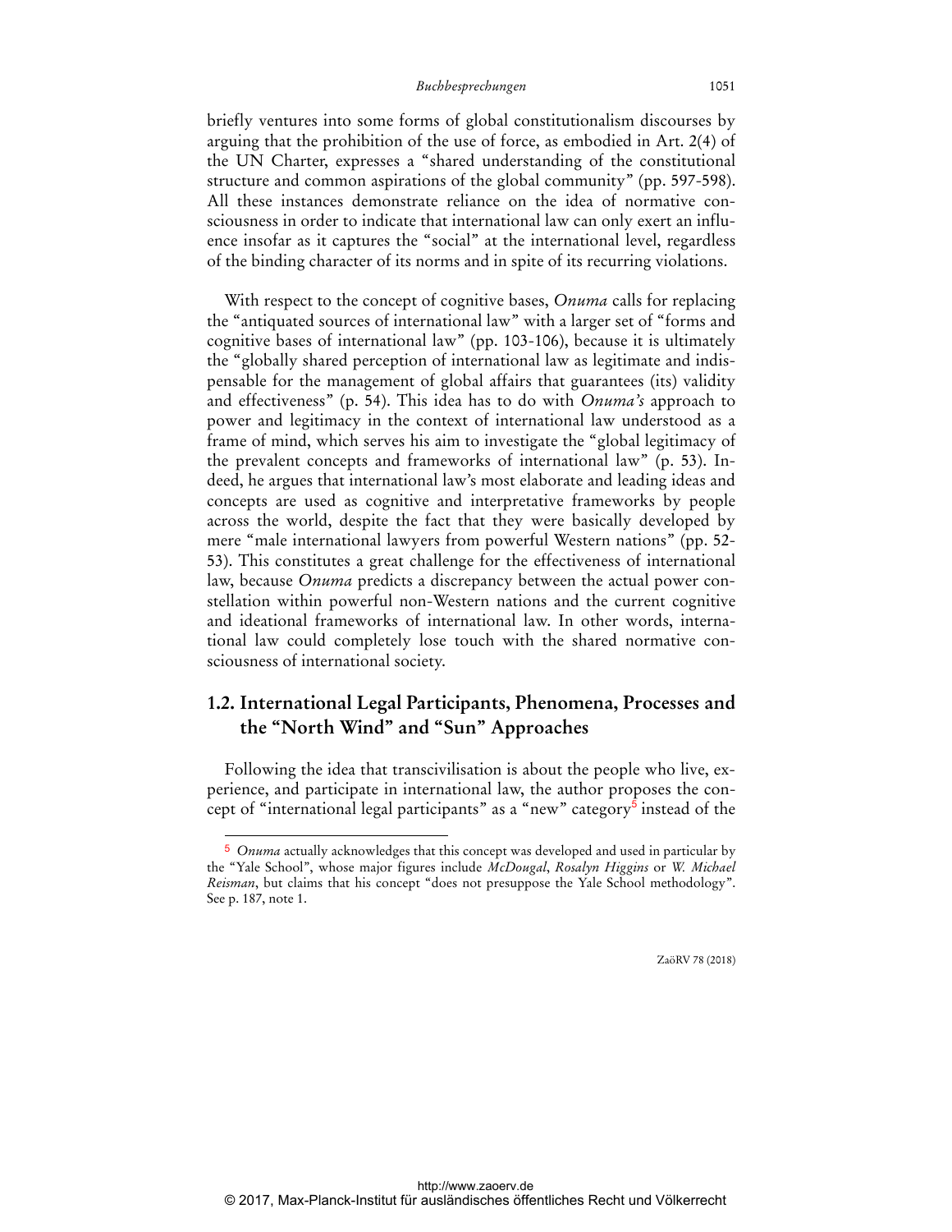briefly ventures into some forms of global constitutionalism discourses by arguing that the prohibition of the use of force, as embodied in Art. 2(4) of the UN Charter, expresses a "shared understanding of the constitutional structure and common aspirations of the global community" (pp. 597-598). All these instances demonstrate reliance on the idea of normative consciousness in order to indicate that international law can only exert an influence insofar as it captures the "social" at the international level, regardless of the binding character of its norms and in spite of its recurring violations.

With respect to the concept of cognitive bases, *Onuma* calls for replacing the "antiquated sources of international law" with a larger set of "forms and cognitive bases of international law" (pp. 103-106), because it is ultimately the "globally shared perception of international law as legitimate and indispensable for the management of global affairs that guarantees (its) validity and effectiveness" (p. 54). This idea has to do with *Onuma's* approach to power and legitimacy in the context of international law understood as a frame of mind, which serves his aim to investigate the "global legitimacy of the prevalent concepts and frameworks of international law" (p. 53). Indeed, he argues that international law's most elaborate and leading ideas and concepts are used as cognitive and interpretative frameworks by people across the world, despite the fact that they were basically developed by mere "male international lawyers from powerful Western nations" (pp. 52-53). This constitutes a great challenge for the effectiveness of international law, because *Onuma* predicts a discrepancy between the actual power constellation within powerful non-Western nations and the current cognitive and ideational frameworks of international law. In other words, international law could completely lose touch with the shared normative consciousness of international society.

## 1.2. International Legal Participants, Phenomena, Processes and the "North Wind" and "Sun" Approaches

Following the idea that transcivilisation is about the people who live, experience, and participate in international law, the author proposes the concept of "international legal participants" as a "new" category[5] instead of the

[5] *Onuma* actually acknowledges that this concept was developed and used in particular by the "Yale School", whose major figures include *McDougal*, *Rosalyn Higgins* or *W. Michael Reisman*, but claims that his concept "does not presuppose the Yale School methodology". See p. 187, note 1.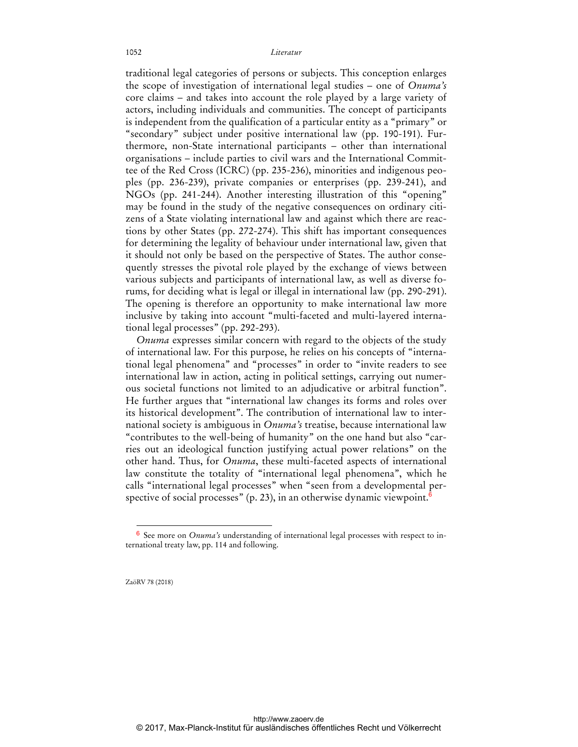traditional legal categories of persons or subjects. This conception enlarges the scope of investigation of international legal studies – one of *Onuma's* core claims – and takes into account the role played by a large variety of actors, including individuals and communities. The concept of participants is independent from the qualification of a particular entity as a "primary" or "secondary" subject under positive international law (pp. 190-191). Furthermore, non-State international participants – other than international organisations – include parties to civil wars and the International Committee of the Red Cross (ICRC) (pp. 235-236), minorities and indigenous peoples (pp. 236-239), private companies or enterprises (pp. 239-241), and NGOs (pp. 241-244). Another interesting illustration of this "opening" may be found in the study of the negative consequences on ordinary citizens of a State violating international law and against which there are reactions by other States (pp. 272-274). This shift has important consequences for determining the legality of behaviour under international law, given that it should not only be based on the perspective of States. The author consequently stresses the pivotal role played by the exchange of views between various subjects and participants of international law, as well as diverse forums, for deciding what is legal or illegal in international law (pp. 290-291). The opening is therefore an opportunity to make international law more inclusive by taking into account "multi-faceted and multi-layered international legal processes" (pp. 292-293).

*Onuma* expresses similar concern with regard to the objects of the study of international law. For this purpose, he relies on his concepts of "international legal phenomena" and "processes" in order to "invite readers to see international law in action, acting in political settings, carrying out numerous societal functions not limited to an adjudicative or arbitral function". He further argues that "international law changes its forms and roles over its historical development". The contribution of international law to international society is ambiguous in *Onuma's* treatise, because international law "contributes to the well-being of humanity" on the one hand but also "carries out an ideological function justifying actual power relations" on the other hand. Thus, for *Onuma*, these multi-faceted aspects of international law constitute the totality of "international legal phenomena", which he calls "international legal processes" when "seen from a developmental perspective of social processes" (p. 23), in an otherwise dynamic viewpoint.[6]

---

[6] See more on *Onuma's* understanding of international legal processes with respect to international treaty law, pp. 114 and following.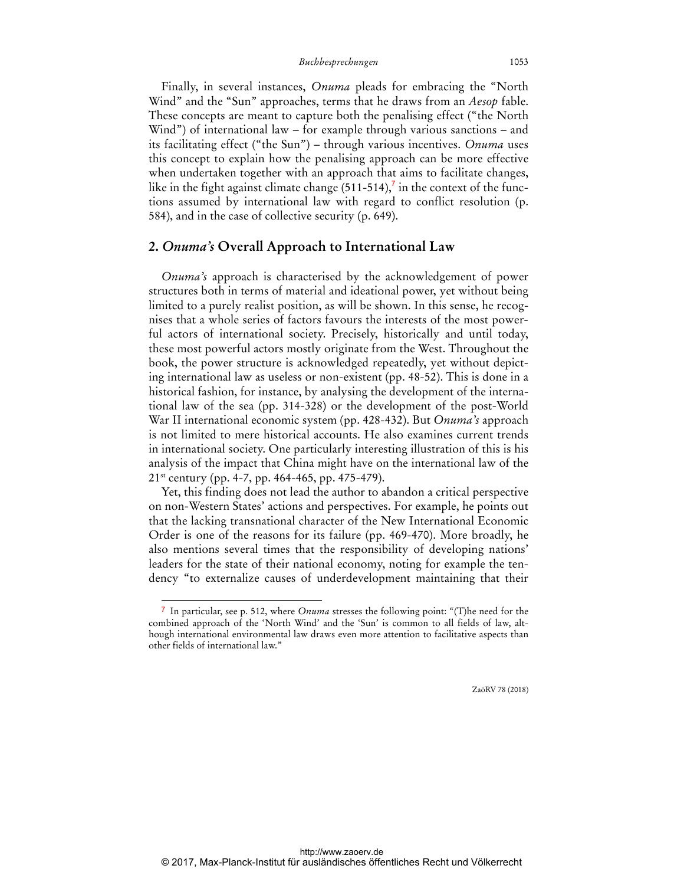Finally, in several instances, *Onuma* pleads for embracing the "North Wind" and the "Sun" approaches, terms that he draws from an *Aesop* fable. These concepts are meant to capture both the penalising effect ("the North Wind") of international law – for example through various sanctions – and its facilitating effect ("the Sun") – through various incentives. *Onuma* uses this concept to explain how the penalising approach can be more effective when undertaken together with an approach that aims to facilitate changes, like in the fight against climate change (511-514),[7] in the context of the functions assumed by international law with regard to conflict resolution (p. 584), and in the case of collective security (p. 649).

## 2. *Onuma's* Overall Approach to International Law

*Onuma's* approach is characterised by the acknowledgement of power structures both in terms of material and ideational power, yet without being limited to a purely realist position, as will be shown. In this sense, he recognises that a whole series of factors favours the interests of the most powerful actors of international society. Precisely, historically and until today, these most powerful actors mostly originate from the West. Throughout the book, the power structure is acknowledged repeatedly, yet without depicting international law as useless or non-existent (pp. 48-52). This is done in a historical fashion, for instance, by analysing the development of the international law of the sea (pp. 314-328) or the development of the post-World War II international economic system (pp. 428-432). But *Onuma's* approach is not limited to mere historical accounts. He also examines current trends in international society. One particularly interesting illustration of this is his analysis of the impact that China might have on the international law of the 21st century (pp. 4-7, pp. 464-465, pp. 475-479).

Yet, this finding does not lead the author to abandon a critical perspective on non-Western States' actions and perspectives. For example, he points out that the lacking transnational character of the New International Economic Order is one of the reasons for its failure (pp. 469-470). More broadly, he also mentions several times that the responsibility of developing nations' leaders for the state of their national economy, noting for example the tendency "to externalize causes of underdevelopment maintaining that their

[7] In particular, see p. 512, where *Onuma* stresses the following point: "(T)he need for the combined approach of the 'North Wind' and the 'Sun' is common to all fields of law, although international environmental law draws even more attention to facilitative aspects than other fields of international law."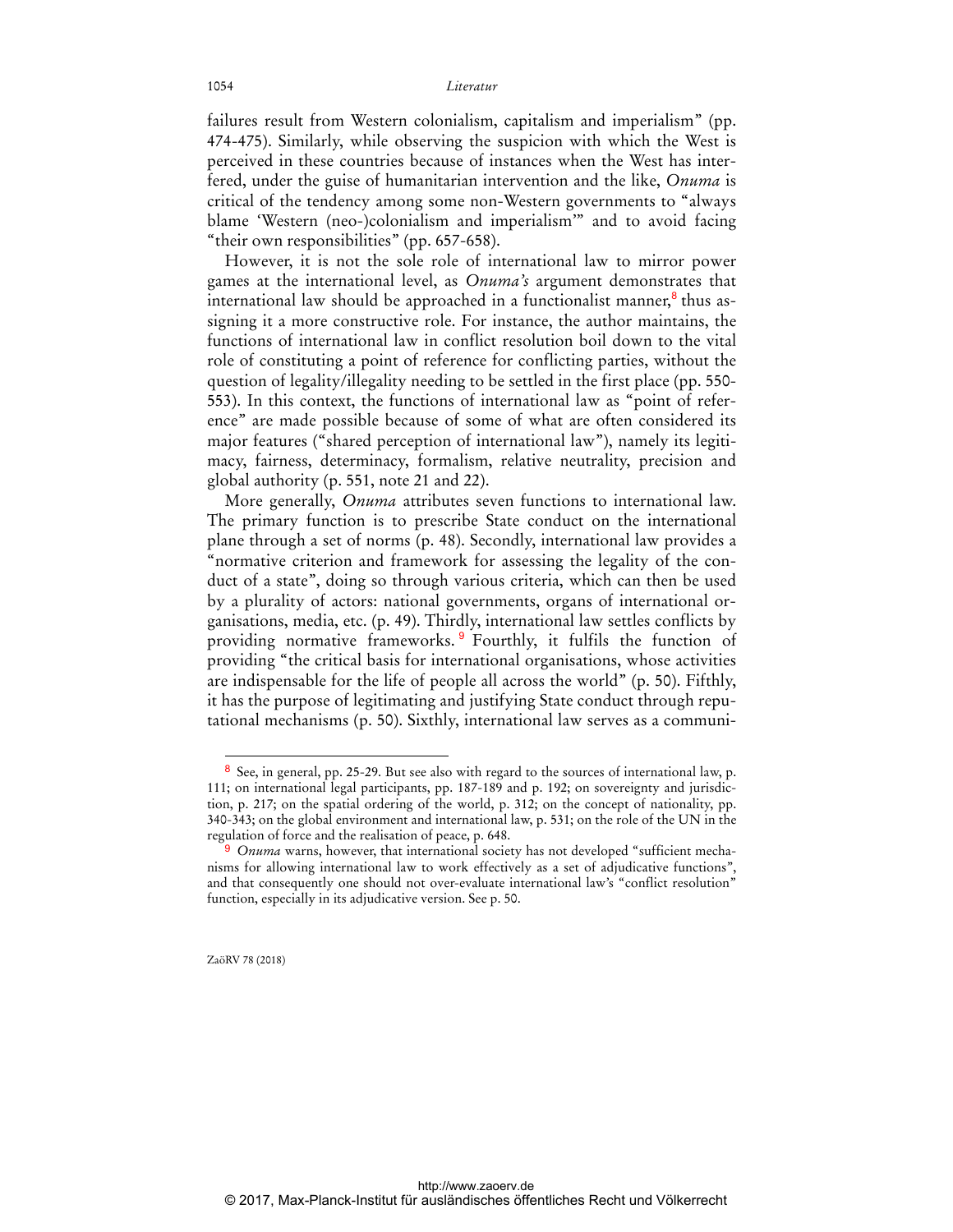failures result from Western colonialism, capitalism and imperialism" (pp. 474-475). Similarly, while observing the suspicion with which the West is perceived in these countries because of instances when the West has interfered, under the guise of humanitarian intervention and the like, *Onuma* is critical of the tendency among some non-Western governments to "always blame 'Western (neo-)colonialism and imperialism'" and to avoid facing "their own responsibilities" (pp. 657-658).

However, it is not the sole role of international law to mirror power games at the international level, as *Onuma's* argument demonstrates that international law should be approached in a functionalist manner,[8] thus assigning it a more constructive role. For instance, the author maintains, the functions of international law in conflict resolution boil down to the vital role of constituting a point of reference for conflicting parties, without the question of legality/illegality needing to be settled in the first place (pp. 550-553). In this context, the functions of international law as "point of reference" are made possible because of some of what are often considered its major features ("shared perception of international law"), namely its legitimacy, fairness, determinacy, formalism, relative neutrality, precision and global authority (p. 551, note 21 and 22).

More generally, *Onuma* attributes seven functions to international law. The primary function is to prescribe State conduct on the international plane through a set of norms (p. 48). Secondly, international law provides a "normative criterion and framework for assessing the legality of the conduct of a state", doing so through various criteria, which can then be used by a plurality of actors: national governments, organs of international organisations, media, etc. (p. 49). Thirdly, international law settles conflicts by providing normative frameworks.[9] Fourthly, it fulfils the function of providing "the critical basis for international organisations, whose activities are indispensable for the life of people all across the world" (p. 50). Fifthly, it has the purpose of legitimating and justifying State conduct through reputational mechanisms (p. 50). Sixthly, international law serves as a communi-

[8] See, in general, pp. 25-29. But see also with regard to the sources of international law, p. 111; on international legal participants, pp. 187-189 and p. 192; on sovereignty and jurisdiction, p. 217; on the spatial ordering of the world, p. 312; on the concept of nationality, pp. 340-343; on the global environment and international law, p. 531; on the role of the UN in the regulation of force and the realisation of peace, p. 648.

[9] *Onuma* warns, however, that international society has not developed "sufficient mechanisms for allowing international law to work effectively as a set of adjudicative functions", and that consequently one should not over-evaluate international law's "conflict resolution" function, especially in its adjudicative version. See p. 50.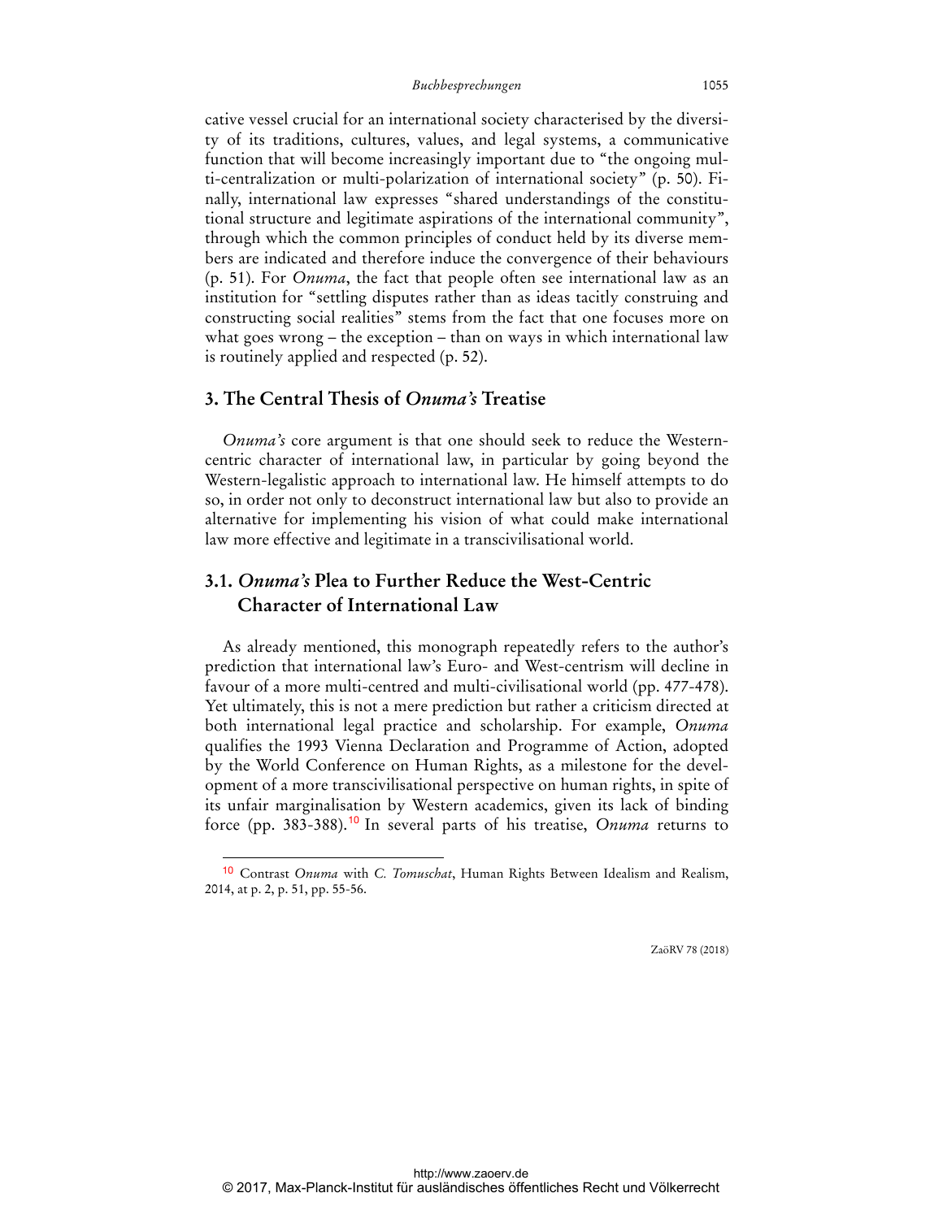cative vessel crucial for an international society characterised by the diversity of its traditions, cultures, values, and legal systems, a communicative function that will become increasingly important due to "the ongoing multi-centralization or multi-polarization of international society" (p. 50). Finally, international law expresses "shared understandings of the constitutional structure and legitimate aspirations of the international community", through which the common principles of conduct held by its diverse members are indicated and therefore induce the convergence of their behaviours (p. 51). For *Onuma*, the fact that people often see international law as an institution for "settling disputes rather than as ideas tacitly construing and constructing social realities" stems from the fact that one focuses more on what goes wrong – the exception – than on ways in which international law is routinely applied and respected (p. 52).

## 3. The Central Thesis of *Onuma's* Treatise

*Onuma's* core argument is that one should seek to reduce the Western-centric character of international law, in particular by going beyond the Western-legalistic approach to international law. He himself attempts to do so, in order not only to deconstruct international law but also to provide an alternative for implementing his vision of what could make international law more effective and legitimate in a transcivilisational world.

### 3.1. *Onuma's* Plea to Further Reduce the West-Centric Character of International Law

As already mentioned, this monograph repeatedly refers to the author's prediction that international law's Euro- and West-centrism will decline in favour of a more multi-centred and multi-civilisational world (pp. 477-478). Yet ultimately, this is not a mere prediction but rather a criticism directed at both international legal practice and scholarship. For example, *Onuma* qualifies the 1993 Vienna Declaration and Programme of Action, adopted by the World Conference on Human Rights, as a milestone for the development of a more transcivilisational perspective on human rights, in spite of its unfair marginalisation by Western academics, given its lack of binding force (pp. 383-388).[10] In several parts of his treatise, *Onuma* returns to

---

[10] Contrast *Onuma* with *C. Tomuschat*, Human Rights Between Idealism and Realism, 2014, at p. 2, p. 51, pp. 55-56.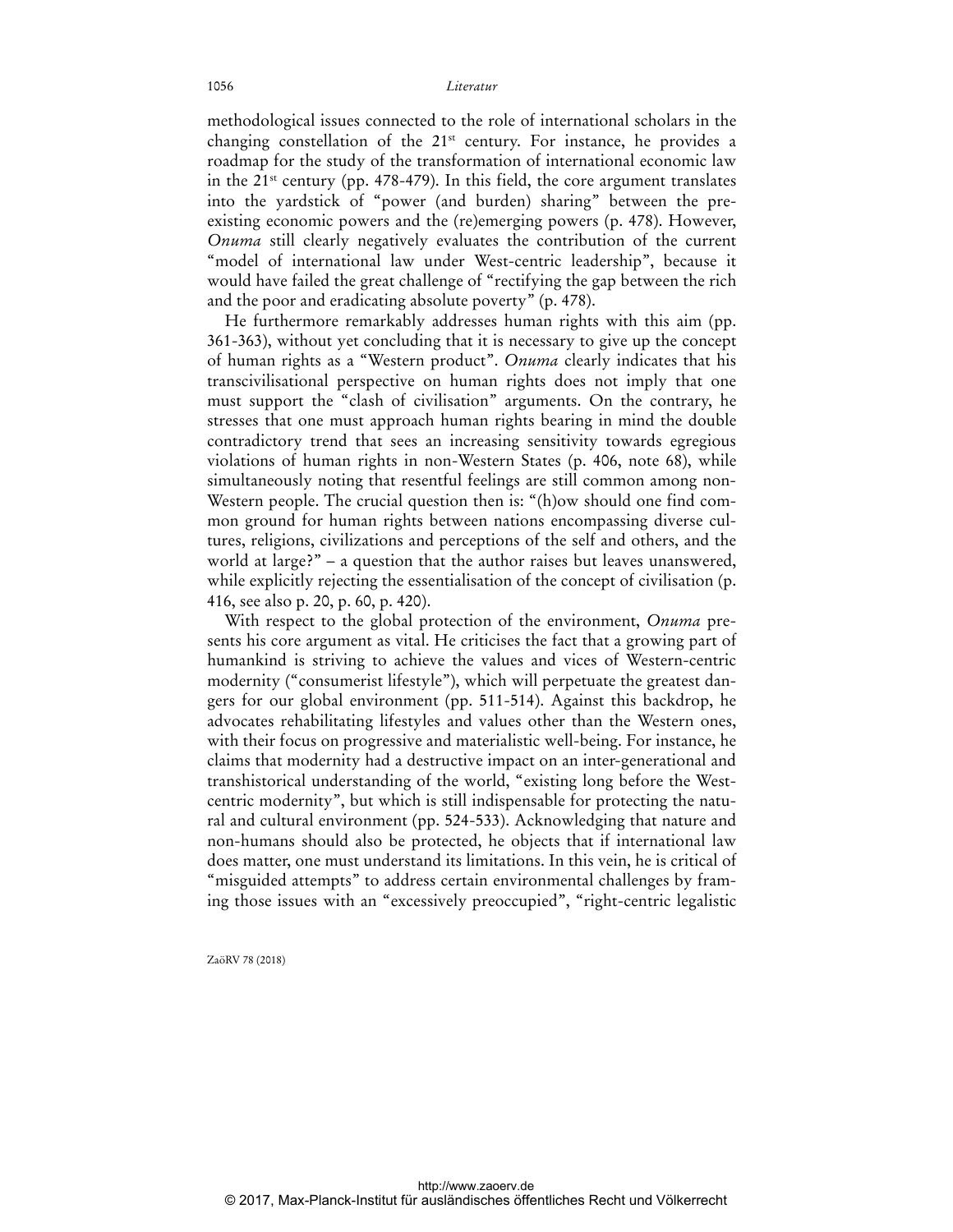methodological issues connected to the role of international scholars in the changing constellation of the 21st century. For instance, he provides a roadmap for the study of the transformation of international economic law in the 21st century (pp. 478-479). In this field, the core argument translates into the yardstick of "power (and burden) sharing" between the pre-existing economic powers and the (re)emerging powers (p. 478). However, *Onuma* still clearly negatively evaluates the contribution of the current "model of international law under West-centric leadership", because it would have failed the great challenge of "rectifying the gap between the rich and the poor and eradicating absolute poverty" (p. 478).

He furthermore remarkably addresses human rights with this aim (pp. 361-363), without yet concluding that it is necessary to give up the concept of human rights as a "Western product". *Onuma* clearly indicates that his transcivilisational perspective on human rights does not imply that one must support the "clash of civilisation" arguments. On the contrary, he stresses that one must approach human rights bearing in mind the double contradictory trend that sees an increasing sensitivity towards egregious violations of human rights in non-Western States (p. 406, note 68), while simultaneously noting that resentful feelings are still common among non-Western people. The crucial question then is: "(h)ow should one find common ground for human rights between nations encompassing diverse cultures, religions, civilizations and perceptions of the self and others, and the world at large?" – a question that the author raises but leaves unanswered, while explicitly rejecting the essentialisation of the concept of civilisation (p. 416, see also p. 20, p. 60, p. 420).

With respect to the global protection of the environment, *Onuma* presents his core argument as vital. He criticises the fact that a growing part of humankind is striving to achieve the values and vices of Western-centric modernity ("consumerist lifestyle"), which will perpetuate the greatest dangers for our global environment (pp. 511-514). Against this backdrop, he advocates rehabilitating lifestyles and values other than the Western ones, with their focus on progressive and materialistic well-being. For instance, he claims that modernity had a destructive impact on an inter-generational and transhistorical understanding of the world, "existing long before the West-centric modernity", but which is still indispensable for protecting the natural and cultural environment (pp. 524-533). Acknowledging that nature and non-humans should also be protected, he objects that if international law does matter, one must understand its limitations. In this vein, he is critical of "misguided attempts" to address certain environmental challenges by framing those issues with an "excessively preoccupied", "right-centric legalistic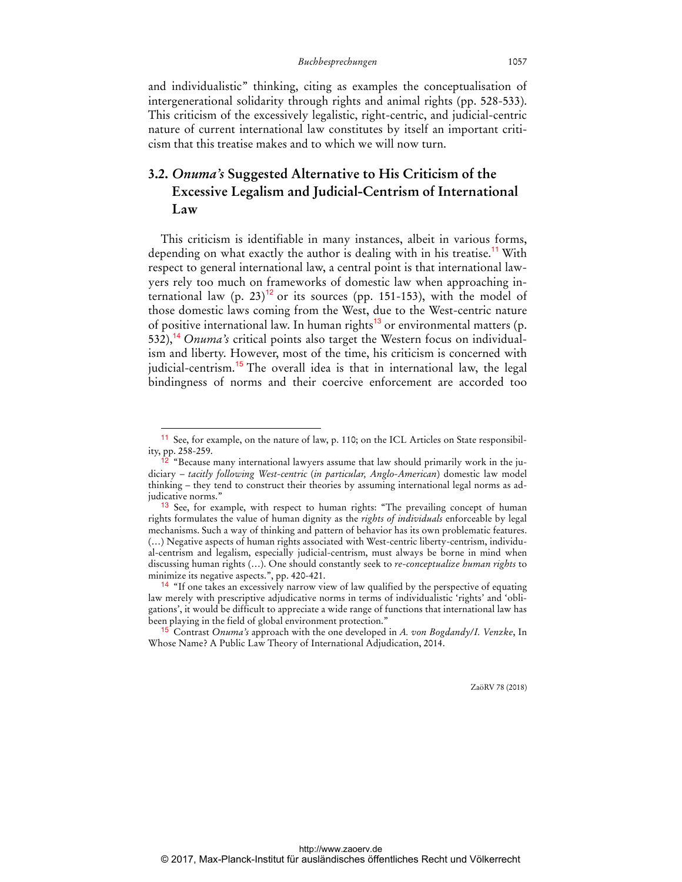and individualistic" thinking, citing as examples the conceptualisation of intergenerational solidarity through rights and animal rights (pp. 528-533). This criticism of the excessively legalistic, right-centric, and judicial-centric nature of current international law constitutes by itself an important criticism that this treatise makes and to which we will now turn.

## 3.2. *Onuma's* Suggested Alternative to His Criticism of the Excessive Legalism and Judicial-Centrism of International Law

This criticism is identifiable in many instances, albeit in various forms, depending on what exactly the author is dealing with in his treatise.[11] With respect to general international law, a central point is that international lawyers rely too much on frameworks of domestic law when approaching international law (p. 23)[12] or its sources (pp. 151-153), with the model of those domestic laws coming from the West, due to the West-centric nature of positive international law. In human rights[13] or environmental matters (p. 532),[14] *Onuma's* critical points also target the Western focus on individualism and liberty. However, most of the time, his criticism is concerned with judicial-centrism.[15] The overall idea is that in international law, the legal bindingness of norms and their coercive enforcement are accorded too

---

[11] See, for example, on the nature of law, p. 110; on the ICL Articles on State responsibility, pp. 258-259.

[12] "Because many international lawyers assume that law should primarily work in the judiciary – *tacitly following West-centric* (*in particular, Anglo-American*) domestic law model thinking – they tend to construct their theories by assuming international legal norms as adjudicative norms."

[13] See, for example, with respect to human rights: "The prevailing concept of human rights formulates the value of human dignity as the *rights of individuals* enforceable by legal mechanisms. Such a way of thinking and pattern of behavior has its own problematic features. (…) Negative aspects of human rights associated with West-centric liberty-centrism, individual-centrism and legalism, especially judicial-centrism, must always be borne in mind when discussing human rights (…). One should constantly seek to *re-conceptualize human rights* to minimize its negative aspects.", pp. 420-421.

[14] "If one takes an excessively narrow view of law qualified by the perspective of equating law merely with prescriptive adjudicative norms in terms of individualistic 'rights' and 'obligations', it would be difficult to appreciate a wide range of functions that international law has been playing in the field of global environment protection."

[15] Contrast *Onuma's* approach with the one developed in *A. von Bogdandy/I. Venzke*, In Whose Name? A Public Law Theory of International Adjudication, 2014.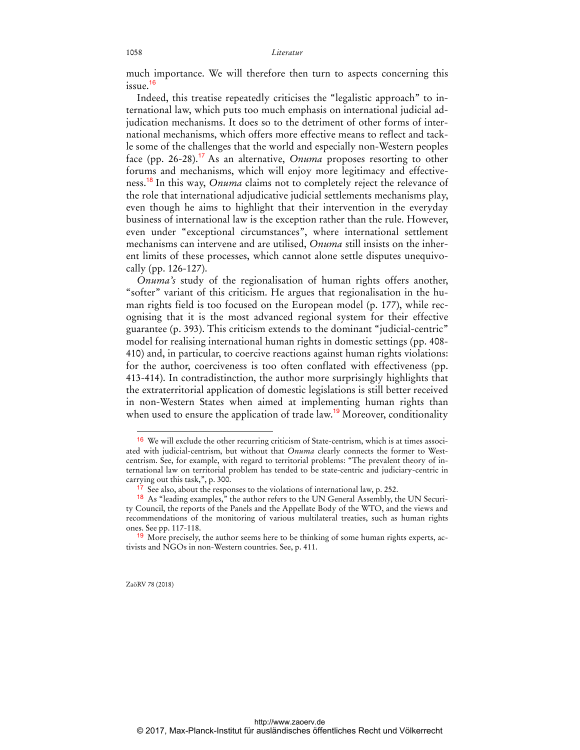much importance. We will therefore then turn to aspects concerning this issue.[16]

Indeed, this treatise repeatedly criticises the "legalistic approach" to international law, which puts too much emphasis on international judicial adjudication mechanisms. It does so to the detriment of other forms of international mechanisms, which offers more effective means to reflect and tackle some of the challenges that the world and especially non-Western peoples face (pp. 26-28).[17] As an alternative, *Onuma* proposes resorting to other forums and mechanisms, which will enjoy more legitimacy and effectiveness.[18] In this way, *Onuma* claims not to completely reject the relevance of the role that international adjudicative judicial settlements mechanisms play, even though he aims to highlight that their intervention in the everyday business of international law is the exception rather than the rule. However, even under "exceptional circumstances", where international settlement mechanisms can intervene and are utilised, *Onuma* still insists on the inherent limits of these processes, which cannot alone settle disputes unequivocally (pp. 126-127).

*Onuma's* study of the regionalisation of human rights offers another, "softer" variant of this criticism. He argues that regionalisation in the human rights field is too focused on the European model (p. 177), while recognising that it is the most advanced regional system for their effective guarantee (p. 393). This criticism extends to the dominant "judicial-centric" model for realising international human rights in domestic settings (pp. 408-410) and, in particular, to coercive reactions against human rights violations: for the author, coerciveness is too often conflated with effectiveness (pp. 413-414). In contradistinction, the author more surprisingly highlights that the extraterritorial application of domestic legislations is still better received in non-Western States when aimed at implementing human rights than when used to ensure the application of trade law.[19] Moreover, conditionality

---

[16] We will exclude the other recurring criticism of State-centrism, which is at times associated with judicial-centrism, but without that *Onuma* clearly connects the former to West-centrism. See, for example, with regard to territorial problems: "The prevalent theory of international law on territorial problem has tended to be state-centric and judiciary-centric in carrying out this task,", p. 300.

[17] See also, about the responses to the violations of international law, p. 252.

[18] As "leading examples," the author refers to the UN General Assembly, the UN Security Council, the reports of the Panels and the Appellate Body of the WTO, and the views and recommendations of the monitoring of various multilateral treaties, such as human rights ones. See pp. 117-118.

[19] More precisely, the author seems here to be thinking of some human rights experts, activists and NGOs in non-Western countries. See, p. 411.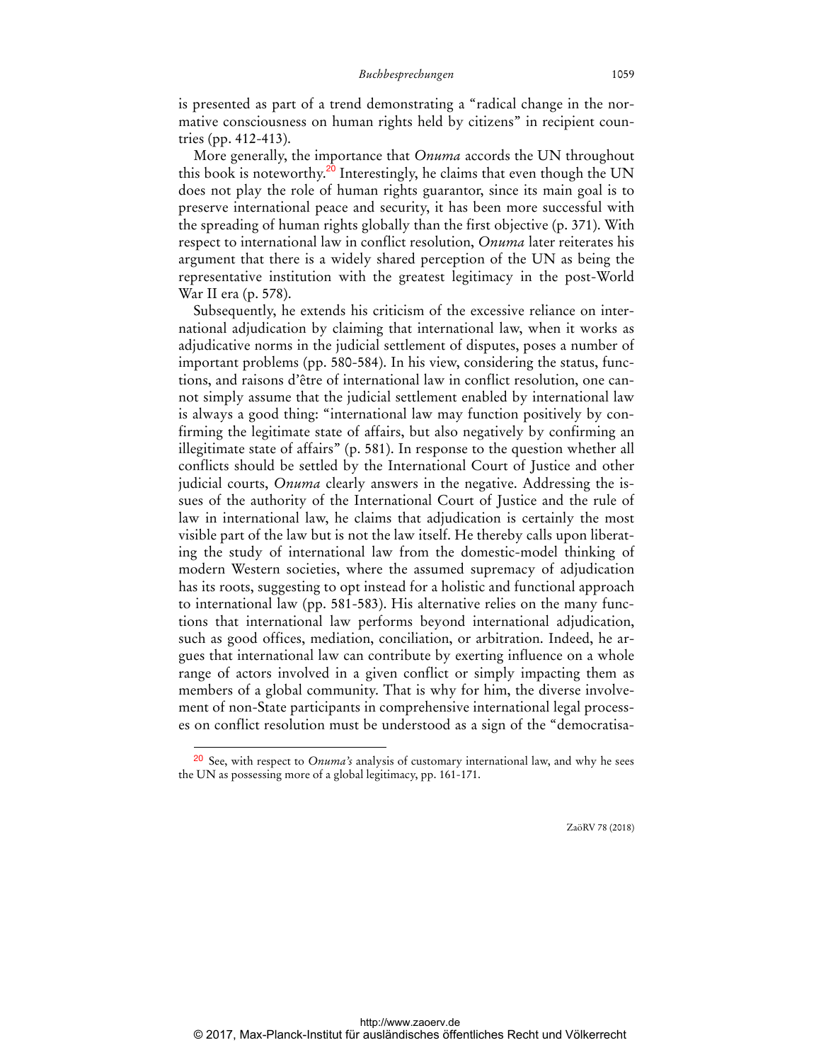is presented as part of a trend demonstrating a "radical change in the normative consciousness on human rights held by citizens" in recipient countries (pp. 412-413).

More generally, the importance that *Onuma* accords the UN throughout this book is noteworthy.[20] Interestingly, he claims that even though the UN does not play the role of human rights guarantor, since its main goal is to preserve international peace and security, it has been more successful with the spreading of human rights globally than the first objective (p. 371). With respect to international law in conflict resolution, *Onuma* later reiterates his argument that there is a widely shared perception of the UN as being the representative institution with the greatest legitimacy in the post-World War II era (p. 578).

Subsequently, he extends his criticism of the excessive reliance on international adjudication by claiming that international law, when it works as adjudicative norms in the judicial settlement of disputes, poses a number of important problems (pp. 580-584). In his view, considering the status, functions, and raisons d'être of international law in conflict resolution, one cannot simply assume that the judicial settlement enabled by international law is always a good thing: "international law may function positively by confirming the legitimate state of affairs, but also negatively by confirming an illegitimate state of affairs" (p. 581). In response to the question whether all conflicts should be settled by the International Court of Justice and other judicial courts, *Onuma* clearly answers in the negative. Addressing the issues of the authority of the International Court of Justice and the rule of law in international law, he claims that adjudication is certainly the most visible part of the law but is not the law itself. He thereby calls upon liberating the study of international law from the domestic-model thinking of modern Western societies, where the assumed supremacy of adjudication has its roots, suggesting to opt instead for a holistic and functional approach to international law (pp. 581-583). His alternative relies on the many functions that international law performs beyond international adjudication, such as good offices, mediation, conciliation, or arbitration. Indeed, he argues that international law can contribute by exerting influence on a whole range of actors involved in a given conflict or simply impacting them as members of a global community. That is why for him, the diverse involvement of non-State participants in comprehensive international legal processes on conflict resolution must be understood as a sign of the "democratisa-

[20] See, with respect to *Onuma's* analysis of customary international law, and why he sees the UN as possessing more of a global legitimacy, pp. 161-171.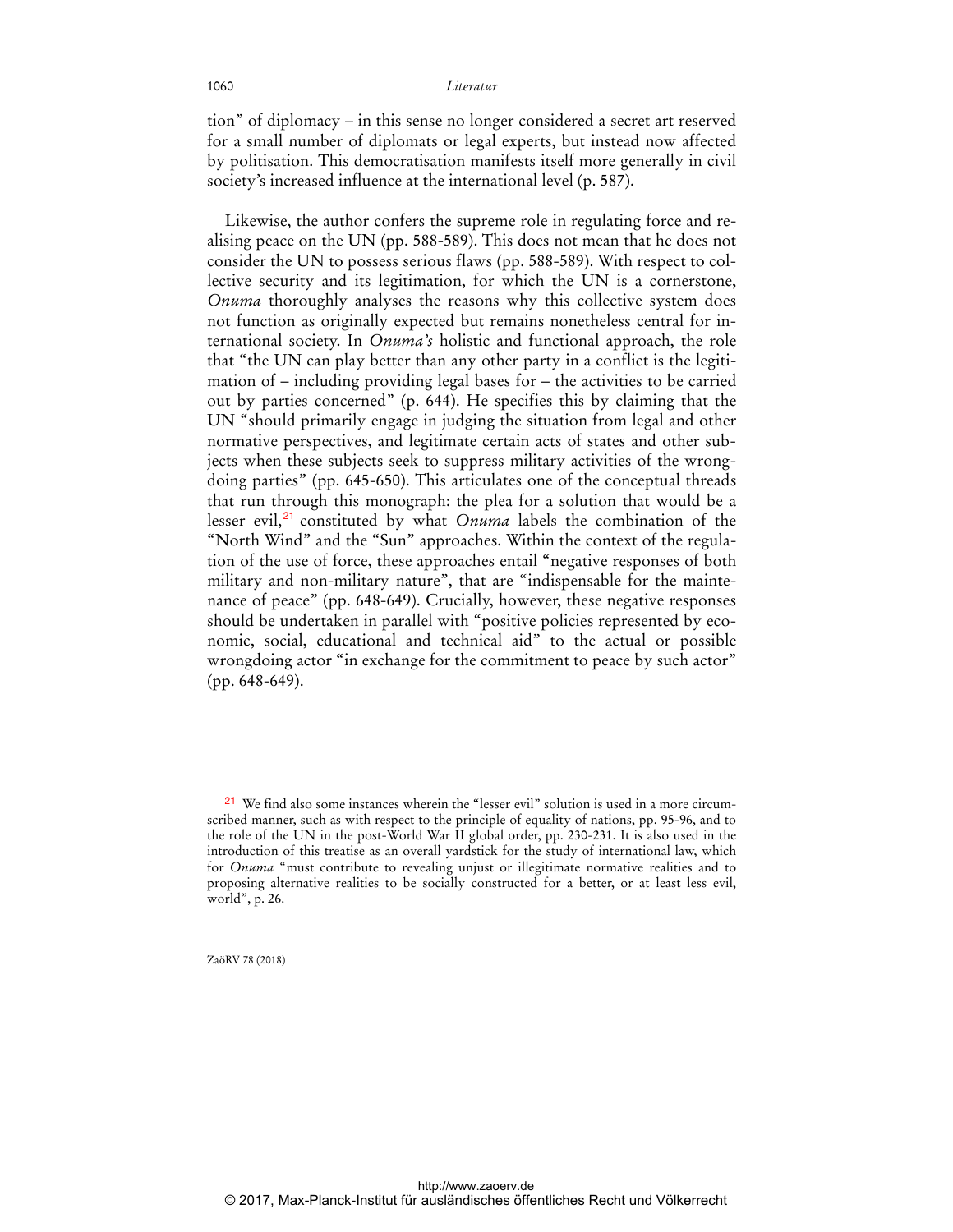tion" of diplomacy – in this sense no longer considered a secret art reserved for a small number of diplomats or legal experts, but instead now affected by politisation. This democratisation manifests itself more generally in civil society's increased influence at the international level (p. 587).

Likewise, the author confers the supreme role in regulating force and realising peace on the UN (pp. 588-589). This does not mean that he does not consider the UN to possess serious flaws (pp. 588-589). With respect to collective security and its legitimation, for which the UN is a cornerstone, *Onuma* thoroughly analyses the reasons why this collective system does not function as originally expected but remains nonetheless central for international society. In *Onuma's* holistic and functional approach, the role that "the UN can play better than any other party in a conflict is the legitimation of – including providing legal bases for – the activities to be carried out by parties concerned" (p. 644). He specifies this by claiming that the UN "should primarily engage in judging the situation from legal and other normative perspectives, and legitimate certain acts of states and other subjects when these subjects seek to suppress military activities of the wrongdoing parties" (pp. 645-650). This articulates one of the conceptual threads that run through this monograph: the plea for a solution that would be a lesser evil,[21] constituted by what *Onuma* labels the combination of the "North Wind" and the "Sun" approaches. Within the context of the regulation of the use of force, these approaches entail "negative responses of both military and non-military nature", that are "indispensable for the maintenance of peace" (pp. 648-649). Crucially, however, these negative responses should be undertaken in parallel with "positive policies represented by economic, social, educational and technical aid" to the actual or possible wrongdoing actor "in exchange for the commitment to peace by such actor" (pp. 648-649).

---

[21] We find also some instances wherein the "lesser evil" solution is used in a more circumscribed manner, such as with respect to the principle of equality of nations, pp. 95-96, and to the role of the UN in the post-World War II global order, pp. 230-231. It is also used in the introduction of this treatise as an overall yardstick for the study of international law, which for *Onuma* "must contribute to revealing unjust or illegitimate normative realities and to proposing alternative realities to be socially constructed for a better, or at least less evil, world", p. 26.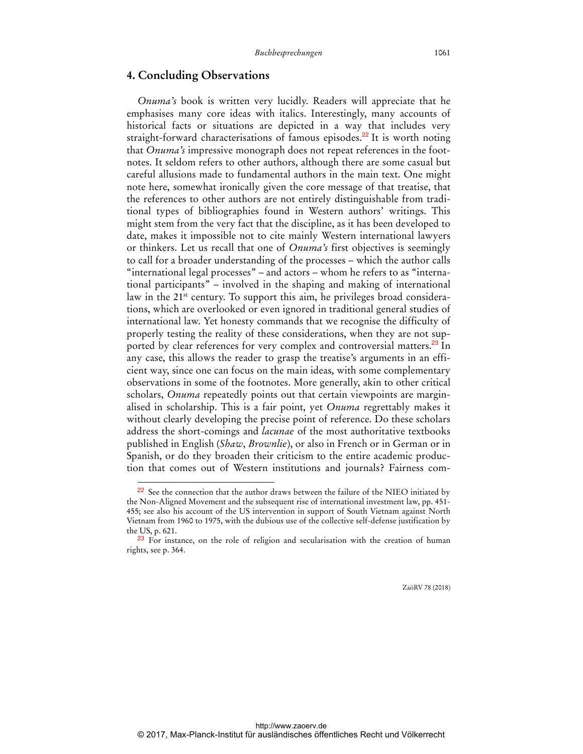## 4. Concluding Observations

*Onuma's* book is written very lucidly. Readers will appreciate that he emphasises many core ideas with italics. Interestingly, many accounts of historical facts or situations are depicted in a way that includes very straight-forward characterisations of famous episodes.[22] It is worth noting that *Onuma's* impressive monograph does not repeat references in the foot-notes. It seldom refers to other authors, although there are some casual but careful allusions made to fundamental authors in the main text. One might note here, somewhat ironically given the core message of that treatise, that the references to other authors are not entirely distinguishable from traditional types of bibliographies found in Western authors' writings. This might stem from the very fact that the discipline, as it has been developed to date, makes it impossible not to cite mainly Western international lawyers or thinkers. Let us recall that one of *Onuma's* first objectives is seemingly to call for a broader understanding of the processes – which the author calls "international legal processes" – and actors – whom he refers to as "international participants" – involved in the shaping and making of international law in the 21st century. To support this aim, he privileges broad considerations, which are overlooked or even ignored in traditional general studies of international law. Yet honesty commands that we recognise the difficulty of properly testing the reality of these considerations, when they are not supported by clear references for very complex and controversial matters.[23] In any case, this allows the reader to grasp the treatise's arguments in an efficient way, since one can focus on the main ideas, with some complementary observations in some of the footnotes. More generally, akin to other critical scholars, *Onuma* repeatedly points out that certain viewpoints are marginalised in scholarship. This is a fair point, yet *Onuma* regrettably makes it without clearly developing the precise point of reference. Do these scholars address the short-comings and *lacunae* of the most authoritative textbooks published in English (*Shaw*, *Brownlie*), or also in French or in German or in Spanish, or do they broaden their criticism to the entire academic production that comes out of Western institutions and journals? Fairness com-

[22] See the connection that the author draws between the failure of the NIEO initiated by the Non-Aligned Movement and the subsequent rise of international investment law, pp. 451-455; see also his account of the US intervention in support of South Vietnam against North Vietnam from 1960 to 1975, with the dubious use of the collective self-defense justification by the US, p. 621.

[23] For instance, on the role of religion and secularisation with the creation of human rights, see p. 364.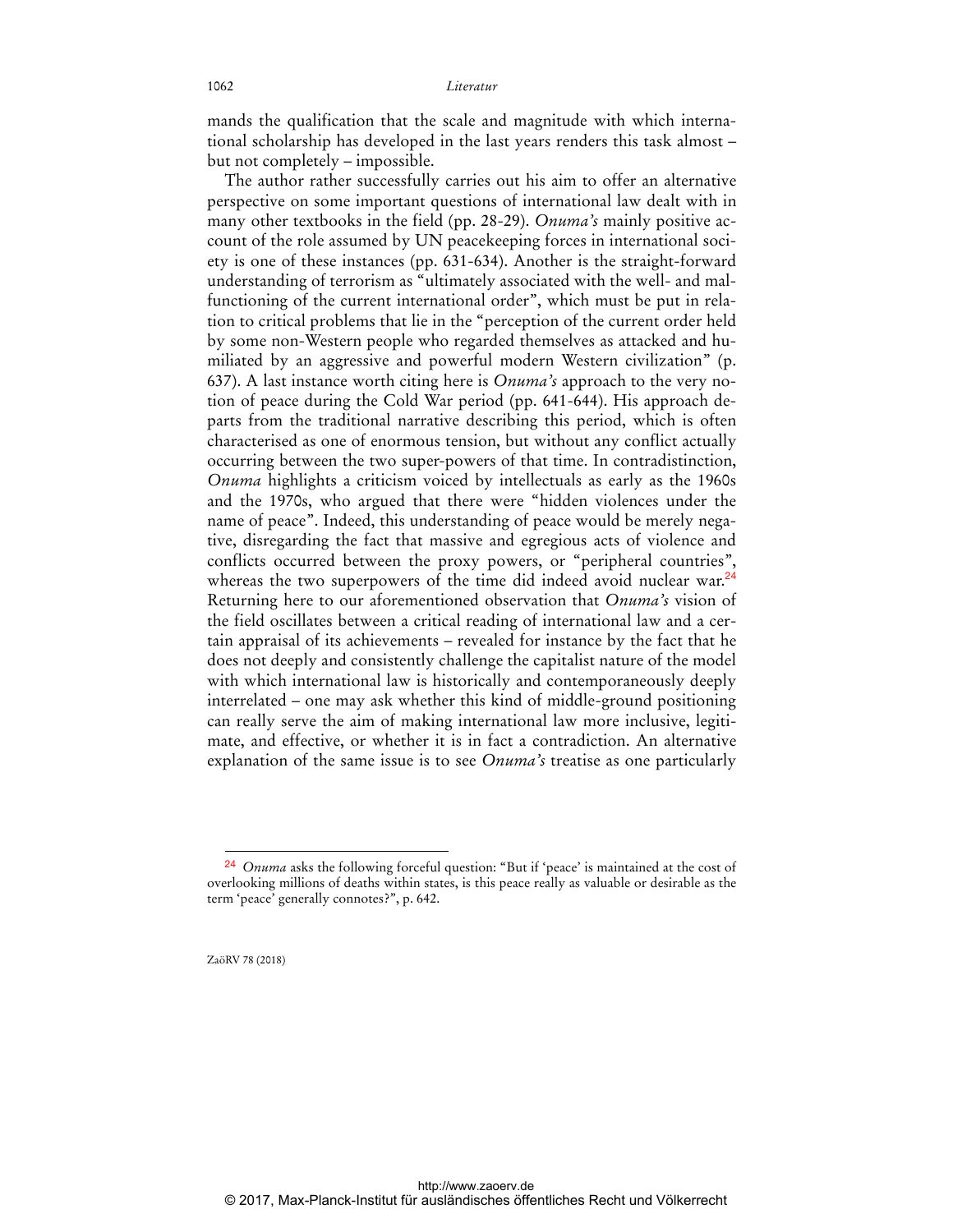mands the qualification that the scale and magnitude with which international scholarship has developed in the last years renders this task almost – but not completely – impossible.

The author rather successfully carries out his aim to offer an alternative perspective on some important questions of international law dealt with in many other textbooks in the field (pp. 28-29). *Onuma's* mainly positive account of the role assumed by UN peacekeeping forces in international society is one of these instances (pp. 631-634). Another is the straight-forward understanding of terrorism as "ultimately associated with the well- and malfunctioning of the current international order", which must be put in relation to critical problems that lie in the "perception of the current order held by some non-Western people who regarded themselves as attacked and humiliated by an aggressive and powerful modern Western civilization" (p. 637). A last instance worth citing here is *Onuma's* approach to the very notion of peace during the Cold War period (pp. 641-644). His approach departs from the traditional narrative describing this period, which is often characterised as one of enormous tension, but without any conflict actually occurring between the two super-powers of that time. In contradistinction, *Onuma* highlights a criticism voiced by intellectuals as early as the 1960s and the 1970s, who argued that there were "hidden violences under the name of peace". Indeed, this understanding of peace would be merely negative, disregarding the fact that massive and egregious acts of violence and conflicts occurred between the proxy powers, or "peripheral countries", whereas the two superpowers of the time did indeed avoid nuclear war.[24] Returning here to our aforementioned observation that *Onuma's* vision of the field oscillates between a critical reading of international law and a certain appraisal of its achievements – revealed for instance by the fact that he does not deeply and consistently challenge the capitalist nature of the model with which international law is historically and contemporaneously deeply interrelated – one may ask whether this kind of middle-ground positioning can really serve the aim of making international law more inclusive, legitimate, and effective, or whether it is in fact a contradiction. An alternative explanation of the same issue is to see *Onuma's* treatise as one particularly

---

[24] *Onuma* asks the following forceful question: "But if 'peace' is maintained at the cost of overlooking millions of deaths within states, is this peace really as valuable or desirable as the term 'peace' generally connotes?", p. 642.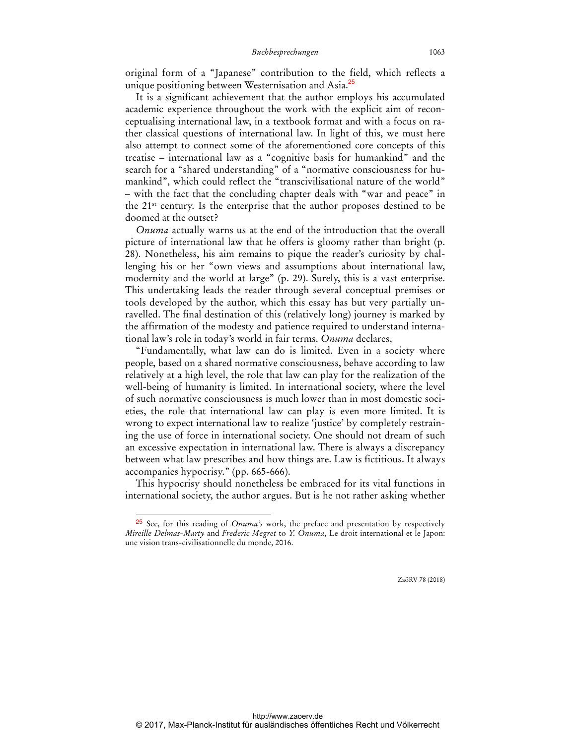original form of a "Japanese" contribution to the field, which reflects a unique positioning between Westernisation and Asia.[25]

It is a significant achievement that the author employs his accumulated academic experience throughout the work with the explicit aim of reconceptualising international law, in a textbook format and with a focus on rather classical questions of international law. In light of this, we must here also attempt to connect some of the aforementioned core concepts of this treatise – international law as a "cognitive basis for humankind" and the search for a "shared understanding" of a "normative consciousness for humankind", which could reflect the "transcivilisational nature of the world" – with the fact that the concluding chapter deals with "war and peace" in the 21st century. Is the enterprise that the author proposes destined to be doomed at the outset?

*Onuma* actually warns us at the end of the introduction that the overall picture of international law that he offers is gloomy rather than bright (p. 28). Nonetheless, his aim remains to pique the reader's curiosity by challenging his or her "own views and assumptions about international law, modernity and the world at large" (p. 29). Surely, this is a vast enterprise. This undertaking leads the reader through several conceptual premises or tools developed by the author, which this essay has but very partially unravelled. The final destination of this (relatively long) journey is marked by the affirmation of the modesty and patience required to understand international law's role in today's world in fair terms. *Onuma* declares,

"Fundamentally, what law can do is limited. Even in a society where people, based on a shared normative consciousness, behave according to law relatively at a high level, the role that law can play for the realization of the well-being of humanity is limited. In international society, where the level of such normative consciousness is much lower than in most domestic societies, the role that international law can play is even more limited. It is wrong to expect international law to realize 'justice' by completely restraining the use of force in international society. One should not dream of such an excessive expectation in international law. There is always a discrepancy between what law prescribes and how things are. Law is fictitious. It always accompanies hypocrisy." (pp. 665-666).

This hypocrisy should nonetheless be embraced for its vital functions in international society, the author argues. But is he not rather asking whether

[25] See, for this reading of *Onuma's* work, the preface and presentation by respectively *Mireille Delmas-Marty* and *Frederic Megret* to *Y. Onuma*, Le droit international et le Japon: une vision trans-civilisationnelle du monde, 2016.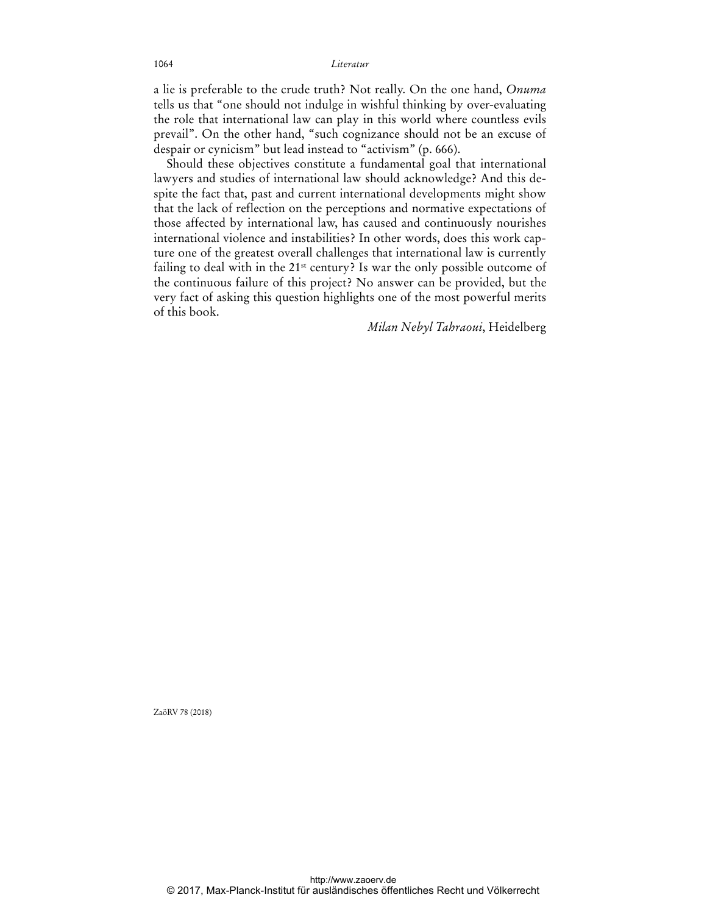a lie is preferable to the crude truth? Not really. On the one hand, *Onuma* tells us that "one should not indulge in wishful thinking by over-evaluating the role that international law can play in this world where countless evils prevail". On the other hand, "such cognizance should not be an excuse of despair or cynicism" but lead instead to "activism" (p. 666).

Should these objectives constitute a fundamental goal that international lawyers and studies of international law should acknowledge? And this despite the fact that, past and current international developments might show that the lack of reflection on the perceptions and normative expectations of those affected by international law, has caused and continuously nourishes international violence and instabilities? In other words, does this work capture one of the greatest overall challenges that international law is currently failing to deal with in the 21st century? Is war the only possible outcome of the continuous failure of this project? No answer can be provided, but the very fact of asking this question highlights one of the most powerful merits of this book.

*Milan Nebyl Tahraoui*, Heidelberg